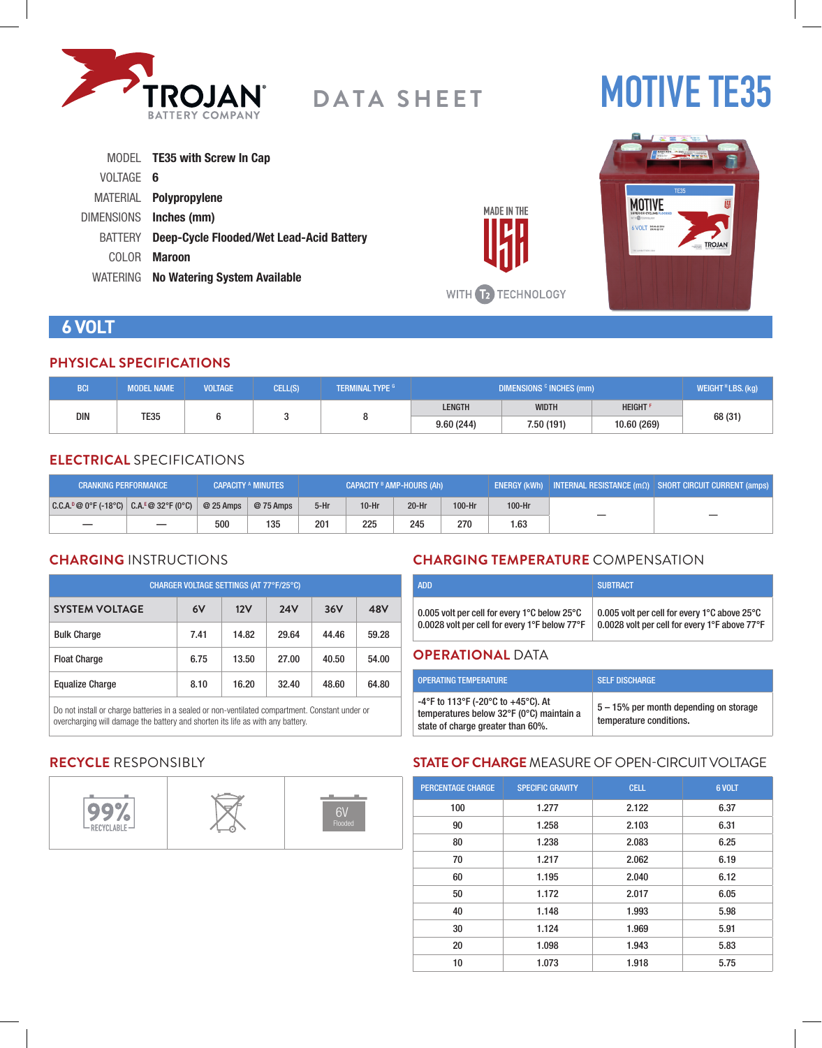TROJAN BATTERY COMPANY

# DATA SHEET

# MOTIVE TE35

MODEL **TE35 with Screw In Cap**

VOLTAGE **6**

MATERIAL **Polypropylene**

DIMENSIONS **Inches (mm)**

BATTERY **Deep-Cycle Flooded/Wet Lead-Acid Battery**

COLOR **Maroon**

WATERING **No Watering System Available**

MADE IN THE USA

WITH T2 TECHNOLOGY

## 6 VOLT

### PHYSICAL SPECIFICATIONS

| BCI | MODEL NAME | VOLTAGE | CELL(S) | TERMINAL TYPE [G] | DIMENSIONS [C] INCHES (mm) | | | WEIGHT [H] LBS. (kg) |
|---|---|---|---|---|---|---|---|---|
| | | | | | LENGTH | WIDTH | HEIGHT [F] | |
| DIN | TE35 | 6 | 3 | 8 | 9.60 (244) | 7.50 (191) | 10.60 (269) | 68 (31) |

### ELECTRICAL SPECIFICATIONS

| CRANKING PERFORMANCE | | CAPACITY [A] MINUTES | | CAPACITY [B] AMP-HOURS (Ah) | | | | ENERGY (kWh) | INTERNAL RESISTANCE (mΩ) | SHORT CIRCUIT CURRENT (amps) |
|---|---|---|---|---|---|---|---|---|---|---|
| C.C.A.[D] @ 0°F (-18°C) | C.A.[E] @ 32°F (0°C) | @ 25 Amps | @ 75 Amps | 5-Hr | 10-Hr | 20-Hr | 100-Hr | 100-Hr | | |
| — | — | 500 | 135 | 201 | 225 | 245 | 270 | 1.63 | — | — |

### CHARGING INSTRUCTIONS

| CHARGER VOLTAGE SETTINGS (AT 77°F/25°C) | | | | | |
|---|---|---|---|---|---|
| **SYSTEM VOLTAGE** | **6V** | **12V** | **24V** | **36V** | **48V** |
| Bulk Charge | 7.41 | 14.82 | 29.64 | 44.46 | 59.28 |
| Float Charge | 6.75 | 13.50 | 27.00 | 40.50 | 54.00 |
| Equalize Charge | 8.10 | 16.20 | 32.40 | 48.60 | 64.80 |

Do not install or charge batteries in a sealed or non-ventilated compartment. Constant under or overcharging will damage the battery and shorten its life as with any battery.

### CHARGING TEMPERATURE COMPENSATION

| ADD | SUBTRACT |
|---|---|
| 0.005 volt per cell for every 1°C below 25°C<br>0.0028 volt per cell for every 1°F below 77°F | 0.005 volt per cell for every 1°C above 25°C<br>0.0028 volt per cell for every 1°F above 77°F |

### OPERATIONAL DATA

| OPERATING TEMPERATURE | SELF DISCHARGE |
|---|---|
| -4°F to 113°F (-20°C to +45°C). At temperatures below 32°F (0°C) maintain a state of charge greater than 60%. | 5 – 15% per month depending on storage temperature conditions. |

### RECYCLE RESPONSIBLY

99% RECYCLABLE | 6V Flooded

### STATE OF CHARGE MEASURE OF OPEN-CIRCUIT VOLTAGE

| PERCENTAGE CHARGE | SPECIFIC GRAVITY | CELL | 6 VOLT |
|---|---|---|---|
| 100 | 1.277 | 2.122 | 6.37 |
| 90 | 1.258 | 2.103 | 6.31 |
| 80 | 1.238 | 2.083 | 6.25 |
| 70 | 1.217 | 2.062 | 6.19 |
| 60 | 1.195 | 2.040 | 6.12 |
| 50 | 1.172 | 2.017 | 6.05 |
| 40 | 1.148 | 1.993 | 5.98 |
| 30 | 1.124 | 1.969 | 5.91 |
| 20 | 1.098 | 1.943 | 5.83 |
| 10 | 1.073 | 1.918 | 5.75 |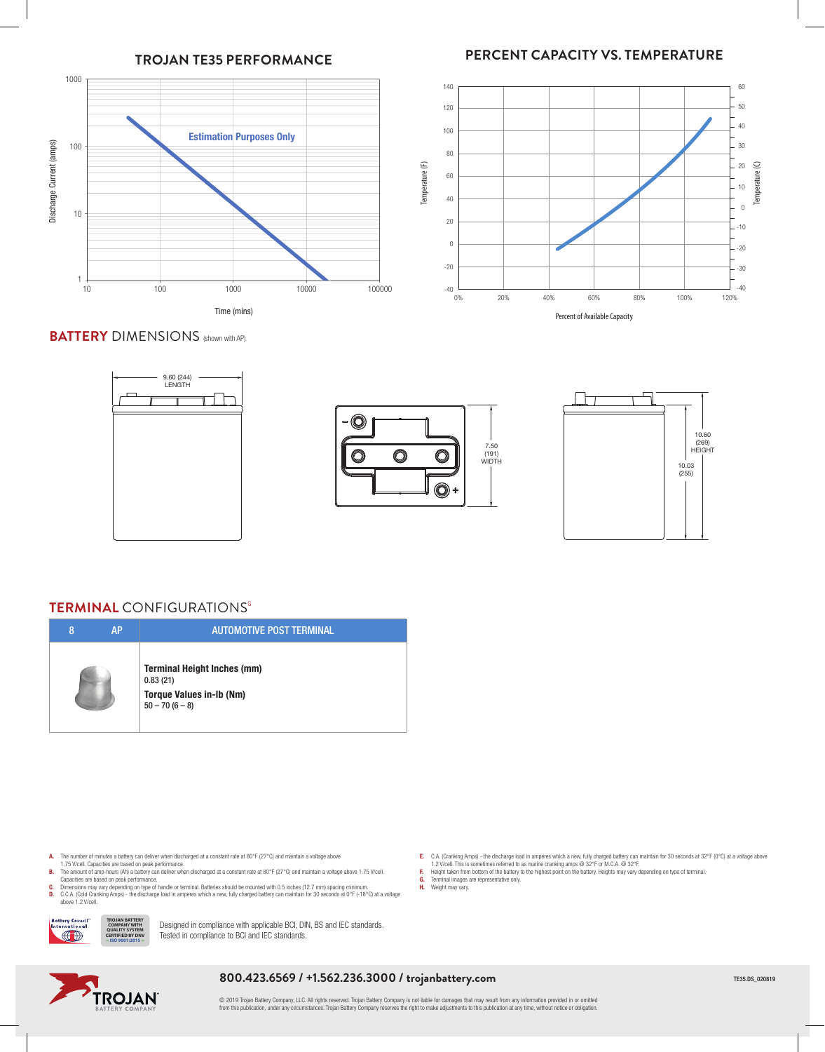## TROJAN TE35 PERFORMANCE

Estimation Purposes Only

Discharge Current (amps)

1000
100
10
1

10
100
1000
10000
100000

Time (mins)

## PERCENT CAPACITY VS. TEMPERATURE

Temperature (F)

140
120
100
80
60
40
20
0
-20
-40

Temperature (C)

60
50
40
30
20
10
0
-10
-20
-30
-40

0%
20%
40%
60%
80%
100%
120%

Percent of Available Capacity

## BATTERY DIMENSIONS (shown with AP)

9.60 (244)
LENGTH

7.50
(191)
WIDTH

10.60
(269)
HEIGHT

10.03
(255)

## TERMINAL CONFIGURATIONS[G]

| 8 | AP | AUTOMOTIVE POST TERMINAL |
| --- | --- | --- |
| | | **Terminal Height Inches (mm)** 0.83 (21) **Torque Values in-lb (Nm)** 50 – 70 (6 – 8) |

**A.** The number of minutes a battery can deliver when discharged at a constant rate at 80°F (27°C) and maintain a voltage above 1.75 V/cell. Capacities are based on peak performance.
**B.** The amount of amp-hours (Ah) a battery can deliver when discharged at a constant rate at 80°F (27°C) and maintain a voltage above 1.75 V/cell. Capacities are based on peak performance.
**C.** Dimensions may vary depending on type of handle or terminal. Batteries should be mounted with 0.5 inches (12.7 mm) spacing minimum.
**D.** C.C.A. (Cold Cranking Amps) - the discharge load in amperes which a new, fully charged battery can maintain for 30 seconds at 0°F (-18°C) at a voltage above 1.2 V/cell.
**E.** C.A. (Cranking Amps) - the discharge load in amperes which a new, fully charged battery can maintain for 30 seconds at 32°F (0°C) at a voltage above 1.2 V/cell. This is sometimes referred to as marine cranking amps @ 32°F or M.C.A. @ 32°F.
**F.** Height taken from bottom of the battery to the highest point on the battery. Heights may vary depending on type of terminal.
**G.** Terminal images are representative only.
**H.** Weight may vary.

Battery Council International

TROJAN BATTERY COMPANY WITH QUALITY SYSTEM CERTIFIED BY DNV = ISO 9001:2015 =

Designed in compliance with applicable BCI, DIN, BS and IEC standards.
Tested in compliance to BCI and IEC standards.

TROJAN BATTERY COMPANY

**800.423.6569 / +1.562.236.3000 / trojanbattery.com**

TE35.DS_020819

© 2019 Trojan Battery Company, LLC. All rights reserved. Trojan Battery Company is not liable for damages that may result from any information provided in or omitted from this publication, under any circumstances. Trojan Battery Company reserves the right to make adjustments to this publication at any time, without notice or obligation.